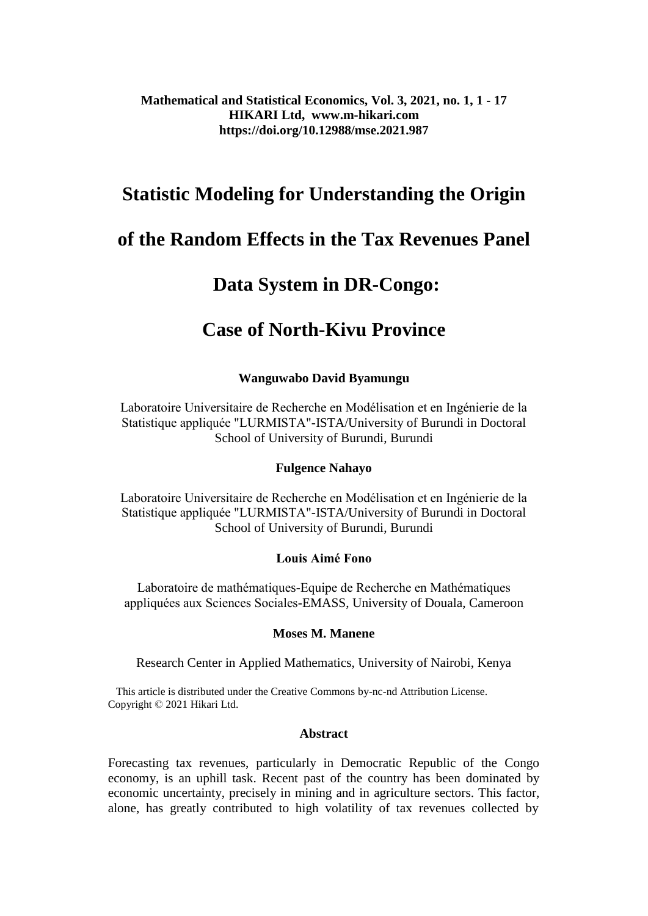# Statistic Modeling for Understanding the Origin of the Random Effects in the Tax Revenues Panel Data System in DR-Congo: Case of North-Kivu Province

**Wanguwabo David Byamungu**

Laboratoire Universitaire de Recherche en Modélisation et en Ingénierie de la Statistique appliquée "LURMISTA"-ISTA/University of Burundi in Doctoral School of University of Burundi, Burundi

**Fulgence Nahayo**

Laboratoire Universitaire de Recherche en Modélisation et en Ingénierie de la Statistique appliquée "LURMISTA"-ISTA/University of Burundi in Doctoral School of University of Burundi, Burundi

**Louis Aimé Fono**

Laboratoire de mathématiques-Equipe de Recherche en Mathématiques appliquées aux Sciences Sociales-EMASS, University of Douala, Cameroon

**Moses M. Manene**

Research Center in Applied Mathematics, University of Nairobi, Kenya

This article is distributed under the Creative Commons by-nc-nd Attribution License. Copyright © 2021 Hikari Ltd.

## Abstract

Forecasting tax revenues, particularly in Democratic Republic of the Congo economy, is an uphill task. Recent past of the country has been dominated by economic uncertainty, precisely in mining and in agriculture sectors. This factor, alone, has greatly contributed to high volatility of tax revenues collected by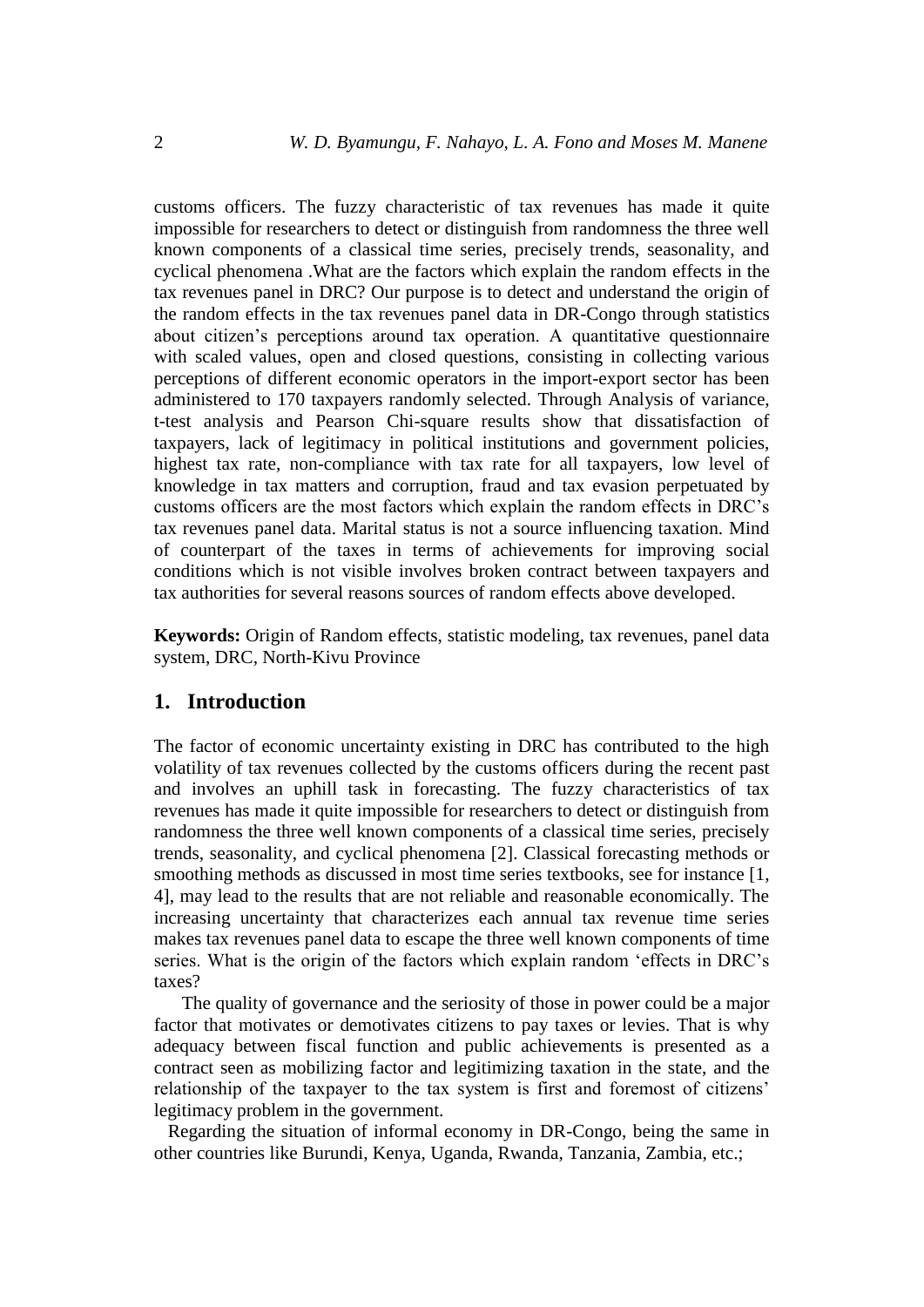customs officers. The fuzzy characteristic of tax revenues has made it quite impossible for researchers to detect or distinguish from randomness the three well known components of a classical time series, precisely trends, seasonality, and cyclical phenomena .What are the factors which explain the random effects in the tax revenues panel in DRC? Our purpose is to detect and understand the origin of the random effects in the tax revenues panel data in DR-Congo through statistics about citizen's perceptions around tax operation. A quantitative questionnaire with scaled values, open and closed questions, consisting in collecting various perceptions of different economic operators in the import-export sector has been administered to 170 taxpayers randomly selected. Through Analysis of variance, t-test analysis and Pearson Chi-square results show that dissatisfaction of taxpayers, lack of legitimacy in political institutions and government policies, highest tax rate, non-compliance with tax rate for all taxpayers, low level of knowledge in tax matters and corruption, fraud and tax evasion perpetuated by customs officers are the most factors which explain the random effects in DRC's tax revenues panel data. Marital status is not a source influencing taxation. Mind of counterpart of the taxes in terms of achievements for improving social conditions which is not visible involves broken contract between taxpayers and tax authorities for several reasons sources of random effects above developed.

**Keywords:** Origin of Random effects, statistic modeling, tax revenues, panel data system, DRC, North-Kivu Province

## 1. Introduction

The factor of economic uncertainty existing in DRC has contributed to the high volatility of tax revenues collected by the customs officers during the recent past and involves an uphill task in forecasting. The fuzzy characteristics of tax revenues has made it quite impossible for researchers to detect or distinguish from randomness the three well known components of a classical time series, precisely trends, seasonality, and cyclical phenomena [2]. Classical forecasting methods or smoothing methods as discussed in most time series textbooks, see for instance [1, 4], may lead to the results that are not reliable and reasonable economically. The increasing uncertainty that characterizes each annual tax revenue time series makes tax revenues panel data to escape the three well known components of time series. What is the origin of the factors which explain random 'effects in DRC's taxes?

The quality of governance and the seriosity of those in power could be a major factor that motivates or demotivates citizens to pay taxes or levies. That is why adequacy between fiscal function and public achievements is presented as a contract seen as mobilizing factor and legitimizing taxation in the state, and the relationship of the taxpayer to the tax system is first and foremost of citizens' legitimacy problem in the government.

Regarding the situation of informal economy in DR-Congo, being the same in other countries like Burundi, Kenya, Uganda, Rwanda, Tanzania, Zambia, etc.;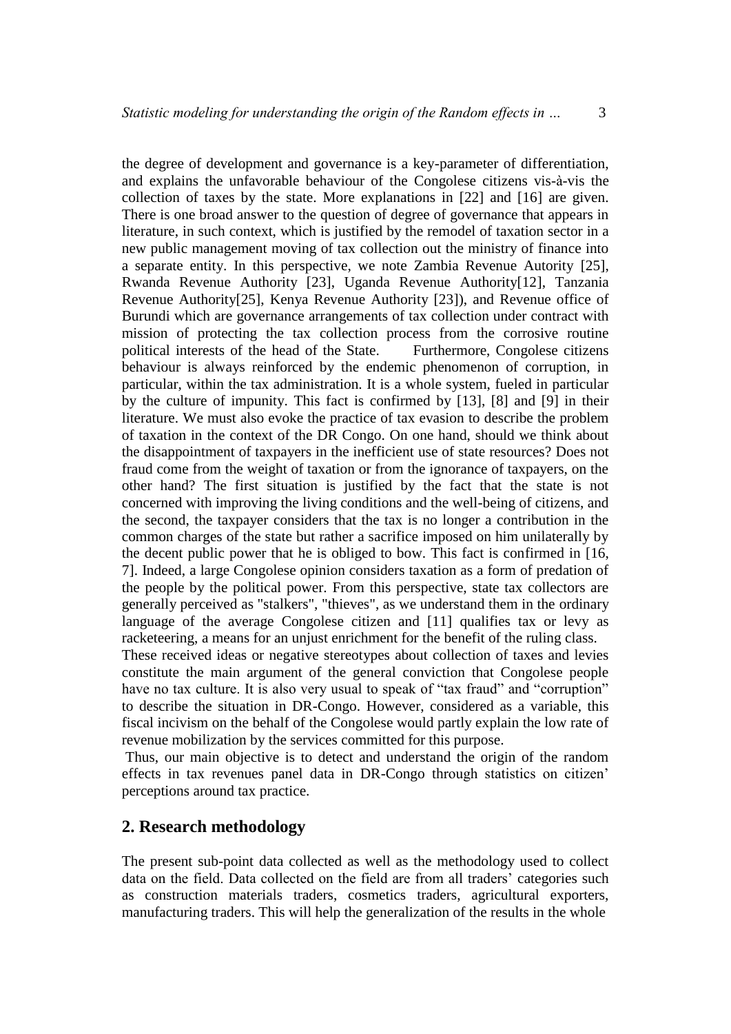the degree of development and governance is a key-parameter of differentiation, and explains the unfavorable behaviour of the Congolese citizens vis-à-vis the collection of taxes by the state. More explanations in [22] and [16] are given. There is one broad answer to the question of degree of governance that appears in literature, in such context, which is justified by the remodel of taxation sector in a new public management moving of tax collection out the ministry of finance into a separate entity. In this perspective, we note Zambia Revenue Autority [25], Rwanda Revenue Authority [23], Uganda Revenue Authority[12], Tanzania Revenue Authority[25], Kenya Revenue Authority [23]), and Revenue office of Burundi which are governance arrangements of tax collection under contract with mission of protecting the tax collection process from the corrosive routine political interests of the head of the State. Furthermore, Congolese citizens behaviour is always reinforced by the endemic phenomenon of corruption, in particular, within the tax administration. It is a whole system, fueled in particular by the culture of impunity. This fact is confirmed by [13], [8] and [9] in their literature. We must also evoke the practice of tax evasion to describe the problem of taxation in the context of the DR Congo. On one hand, should we think about the disappointment of taxpayers in the inefficient use of state resources? Does not fraud come from the weight of taxation or from the ignorance of taxpayers, on the other hand? The first situation is justified by the fact that the state is not concerned with improving the living conditions and the well-being of citizens, and the second, the taxpayer considers that the tax is no longer a contribution in the common charges of the state but rather a sacrifice imposed on him unilaterally by the decent public power that he is obliged to bow. This fact is confirmed in [16, 7]. Indeed, a large Congolese opinion considers taxation as a form of predation of the people by the political power. From this perspective, state tax collectors are generally perceived as "stalkers", "thieves", as we understand them in the ordinary language of the average Congolese citizen and [11] qualifies tax or levy as racketeering, a means for an unjust enrichment for the benefit of the ruling class.

These received ideas or negative stereotypes about collection of taxes and levies constitute the main argument of the general conviction that Congolese people have no tax culture. It is also very usual to speak of "tax fraud" and "corruption" to describe the situation in DR-Congo. However, considered as a variable, this fiscal incivism on the behalf of the Congolese would partly explain the low rate of revenue mobilization by the services committed for this purpose.

Thus, our main objective is to detect and understand the origin of the random effects in tax revenues panel data in DR-Congo through statistics on citizen' perceptions around tax practice.

## 2. Research methodology

The present sub-point data collected as well as the methodology used to collect data on the field. Data collected on the field are from all traders' categories such as construction materials traders, cosmetics traders, agricultural exporters, manufacturing traders. This will help the generalization of the results in the whole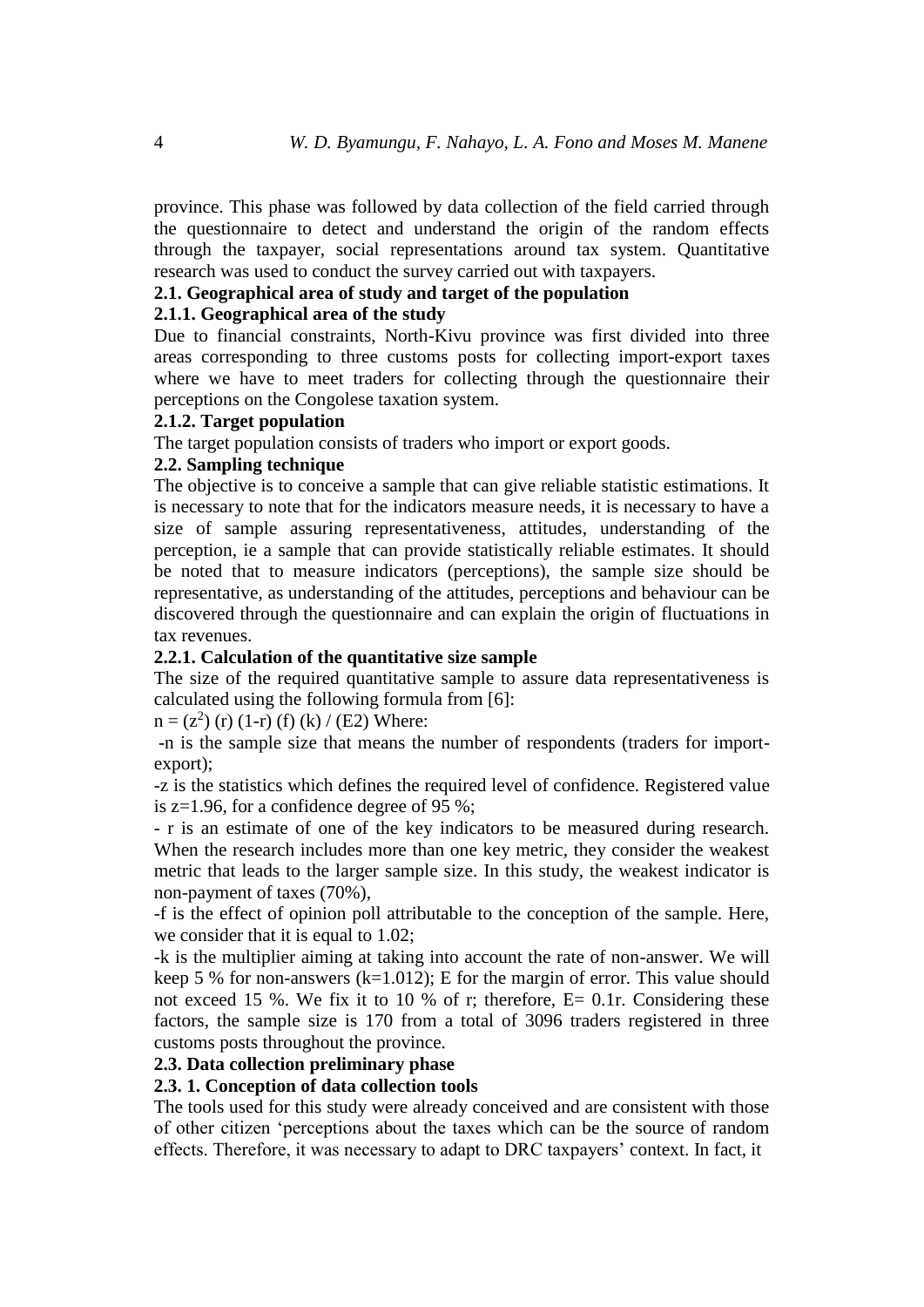province. This phase was followed by data collection of the field carried through the questionnaire to detect and understand the origin of the random effects through the taxpayer, social representations around tax system. Quantitative research was used to conduct the survey carried out with taxpayers.

### 2.1. Geographical area of study and target of the population

#### 2.1.1. Geographical area of the study

Due to financial constraints, North-Kivu province was first divided into three areas corresponding to three customs posts for collecting import-export taxes where we have to meet traders for collecting through the questionnaire their perceptions on the Congolese taxation system.

#### 2.1.2. Target population

The target population consists of traders who import or export goods.

### 2.2. Sampling technique

The objective is to conceive a sample that can give reliable statistic estimations. It is necessary to note that for the indicators measure needs, it is necessary to have a size of sample assuring representativeness, attitudes, understanding of the perception, ie a sample that can provide statistically reliable estimates. It should be noted that to measure indicators (perceptions), the sample size should be representative, as understanding of the attitudes, perceptions and behaviour can be discovered through the questionnaire and can explain the origin of fluctuations in tax revenues.

#### 2.2.1. Calculation of the quantitative size sample

The size of the required quantitative sample to assure data representativeness is calculated using the following formula from [6]:

$n = (z^2)\,(r)\,(1\text{-}r)\,(f)\,(k) / (E2)$ Where:

-n is the sample size that means the number of respondents (traders for import-export);

-z is the statistics which defines the required level of confidence. Registered value is z=1.96, for a confidence degree of 95 %;

- r is an estimate of one of the key indicators to be measured during research. When the research includes more than one key metric, they consider the weakest metric that leads to the larger sample size. In this study, the weakest indicator is non-payment of taxes (70%),

-f is the effect of opinion poll attributable to the conception of the sample. Here, we consider that it is equal to 1.02;

-k is the multiplier aiming at taking into account the rate of non-answer. We will keep 5 % for non-answers (k=1.012); E for the margin of error. This value should not exceed 15 %. We fix it to 10 % of r; therefore, E= 0.1r. Considering these factors, the sample size is 170 from a total of 3096 traders registered in three customs posts throughout the province.

### 2.3. Data collection preliminary phase

#### 2.3. 1. Conception of data collection tools

The tools used for this study were already conceived and are consistent with those of other citizen 'perceptions about the taxes which can be the source of random effects. Therefore, it was necessary to adapt to DRC taxpayers' context. In fact, it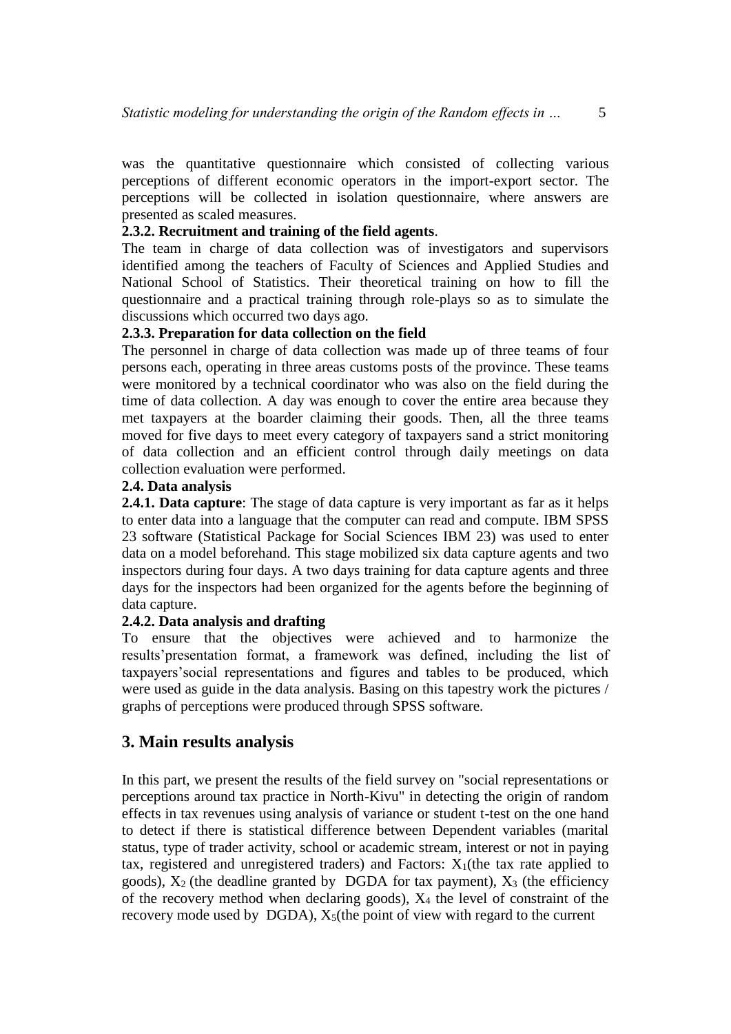was the quantitative questionnaire which consisted of collecting various perceptions of different economic operators in the import-export sector. The perceptions will be collected in isolation questionnaire, where answers are presented as scaled measures.

#### 2.3.2. Recruitment and training of the field agents.

The team in charge of data collection was of investigators and supervisors identified among the teachers of Faculty of Sciences and Applied Studies and National School of Statistics. Their theoretical training on how to fill the questionnaire and a practical training through role-plays so as to simulate the discussions which occurred two days ago.

#### 2.3.3. Preparation for data collection on the field

The personnel in charge of data collection was made up of three teams of four persons each, operating in three areas customs posts of the province. These teams were monitored by a technical coordinator who was also on the field during the time of data collection. A day was enough to cover the entire area because they met taxpayers at the boarder claiming their goods. Then, all the three teams moved for five days to meet every category of taxpayers sand a strict monitoring of data collection and an efficient control through daily meetings on data collection evaluation were performed.

### 2.4. Data analysis

**2.4.1. Data capture**: The stage of data capture is very important as far as it helps to enter data into a language that the computer can read and compute. IBM SPSS 23 software (Statistical Package for Social Sciences IBM 23) was used to enter data on a model beforehand. This stage mobilized six data capture agents and two inspectors during four days. A two days training for data capture agents and three days for the inspectors had been organized for the agents before the beginning of data capture.

#### 2.4.2. Data analysis and drafting

To ensure that the objectives were achieved and to harmonize the results'presentation format, a framework was defined, including the list of taxpayers'social representations and figures and tables to be produced, which were used as guide in the data analysis. Basing on this tapestry work the pictures / graphs of perceptions were produced through SPSS software.

## 3. Main results analysis

In this part, we present the results of the field survey on "social representations or perceptions around tax practice in North-Kivu" in detecting the origin of random effects in tax revenues using analysis of variance or student t-test on the one hand to detect if there is statistical difference between Dependent variables (marital status, type of trader activity, school or academic stream, interest or not in paying tax, registered and unregistered traders) and Factors: $X_1$(the tax rate applied to goods), $X_2$ (the deadline granted by DGDA for tax payment), $X_3$ (the efficiency of the recovery method when declaring goods), $X_4$ the level of constraint of the recovery mode used by DGDA), $X_5$(the point of view with regard to the current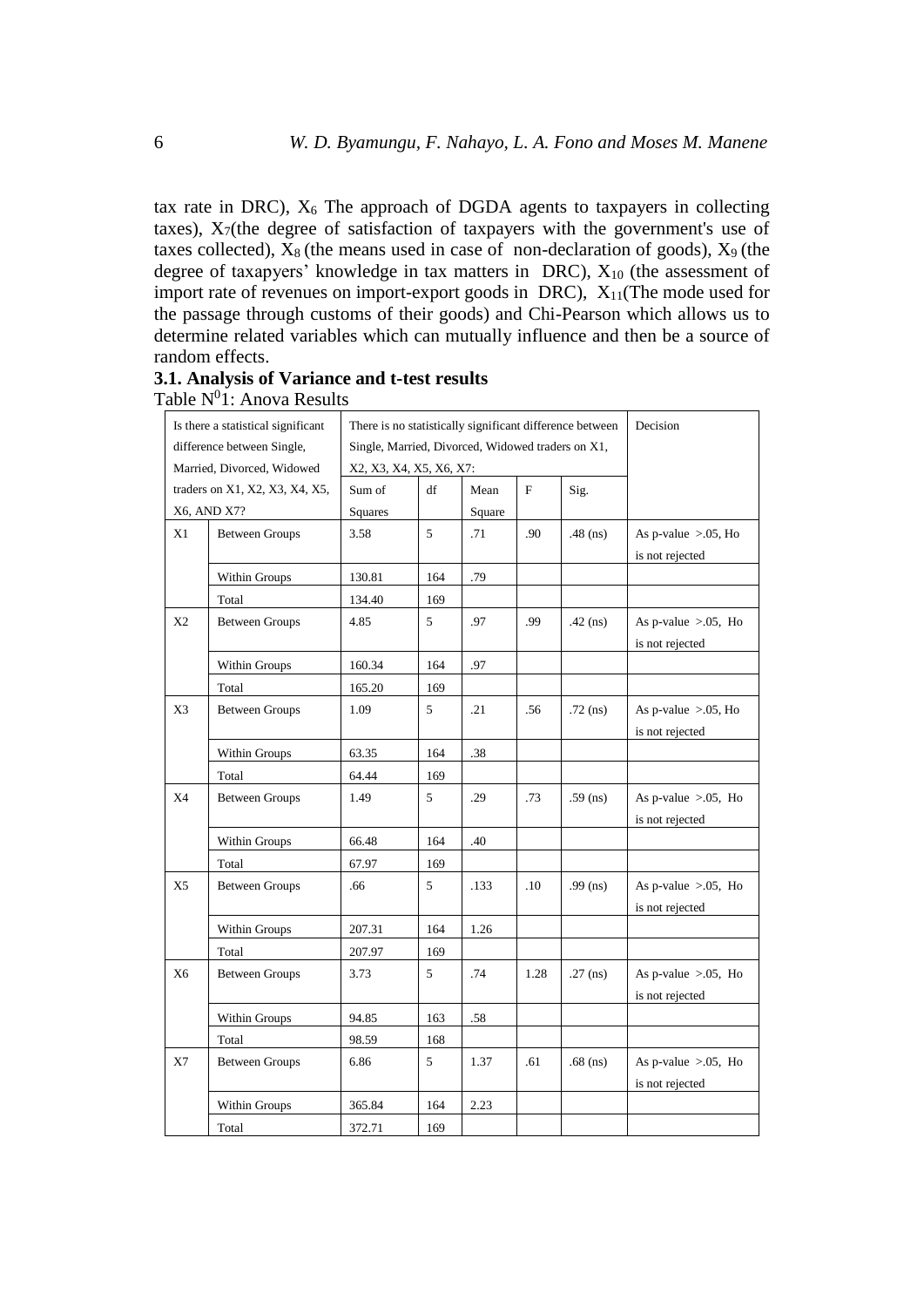tax rate in DRC), $X_6$ The approach of DGDA agents to taxpayers in collecting taxes), $X_7$(the degree of satisfaction of taxpayers with the government's use of taxes collected), $X_8$ (the means used in case of non-declaration of goods), $X_9$ (the degree of taxapyers' knowledge in tax matters in DRC), $X_{10}$ (the assessment of import rate of revenues on import-export goods in DRC), $X_{11}$(The mode used for the passage through customs of their goods) and Chi-Pearson which allows us to determine related variables which can mutually influence and then be a source of random effects.

### 3.1. Analysis of Variance and t-test results

Table N[0]1: Anova Results

| Is there a statistical significant difference between Single, Married, Divorced, Widowed traders on X1, X2, X3, X4, X5, X6, AND X7? | | There is no statistically significant difference between Single, Married, Divorced, Widowed traders on X1, X2, X3, X4, X5, X6, X7: | | | | | Decision |
|---|---|---|---|---|---|---|---|
| | | Sum of Squares | df | Mean Square | F | Sig. | |
| X1 | Between Groups | 3.58 | 5 | .71 | .90 | .48 (ns) | As p-value >.05, Ho is not rejected |
| | Within Groups | 130.81 | 164 | .79 | | | |
| | Total | 134.40 | 169 | | | | |
| X2 | Between Groups | 4.85 | 5 | .97 | .99 | .42 (ns) | As p-value >.05, Ho is not rejected |
| | Within Groups | 160.34 | 164 | .97 | | | |
| | Total | 165.20 | 169 | | | | |
| X3 | Between Groups | 1.09 | 5 | .21 | .56 | .72 (ns) | As p-value >.05, Ho is not rejected |
| | Within Groups | 63.35 | 164 | .38 | | | |
| | Total | 64.44 | 169 | | | | |
| X4 | Between Groups | 1.49 | 5 | .29 | .73 | .59 (ns) | As p-value >.05, Ho is not rejected |
| | Within Groups | 66.48 | 164 | .40 | | | |
| | Total | 67.97 | 169 | | | | |
| X5 | Between Groups | .66 | 5 | .133 | .10 | .99 (ns) | As p-value >.05, Ho is not rejected |
| | Within Groups | 207.31 | 164 | 1.26 | | | |
| | Total | 207.97 | 169 | | | | |
| X6 | Between Groups | 3.73 | 5 | .74 | 1.28 | .27 (ns) | As p-value >.05, Ho is not rejected |
| | Within Groups | 94.85 | 163 | .58 | | | |
| | Total | 98.59 | 168 | | | | |
| X7 | Between Groups | 6.86 | 5 | 1.37 | .61 | .68 (ns) | As p-value >.05, Ho is not rejected |
| | Within Groups | 365.84 | 164 | 2.23 | | | |
| | Total | 372.71 | 169 | | | | |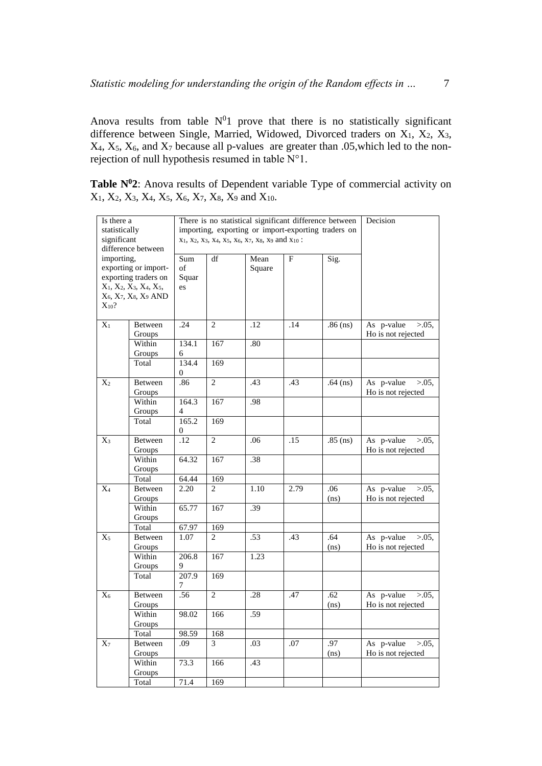Anova results from table $N^0 1$ prove that there is no statistically significant difference between Single, Married, Widowed, Divorced traders on $X_1$, $X_2$, $X_3$, $X_4$, $X_5$, $X_6$, and $X_7$ because all p-values are greater than .05,which led to the non-rejection of null hypothesis resumed in table N°1.

**Table $N^0 2$**: Anova results of Dependent variable Type of commercial activity on $X_1$, $X_2$, $X_3$, $X_4$, $X_5$, $X_6$, $X_7$, $X_8$, $X_9$ and $X_{10}$.

| Is there a statistically significant difference between importing, exporting or import-exporting traders on $X_1$, $X_2$, $X_3$, $X_4$, $X_5$, $X_6$, $X_7$, $X_8$, $X_9$ AND $X_{10}$? | | There is no statistical significant difference between importing, exporting or import-exporting traders on $x_1$, $x_2$, $x_3$, $x_4$, $x_5$, $x_6$, $x_7$, $x_8$, $x_9$ and $x_{10}$ : | | | | | Decision |
|---|---|---|---|---|---|---|---|
| | | Sum of Squares | df | Mean Square | F | Sig. | |
| $X_1$ | Between Groups | .24 | 2 | .12 | .14 | .86 (ns) | As p-value >.05, Ho is not rejected |
| | Within Groups | 134.16 | 167 | .80 | | | |
| | Total | 134.40 | 169 | | | | |
| $X_2$ | Between Groups | .86 | 2 | .43 | .43 | .64 (ns) | As p-value >.05, Ho is not rejected |
| | Within Groups | 164.34 | 167 | .98 | | | |
| | Total | 165.20 | 169 | | | | |
| $X_3$ | Between Groups | .12 | 2 | .06 | .15 | .85 (ns) | As p-value >.05, Ho is not rejected |
| | Within Groups | 64.32 | 167 | .38 | | | |
| | Total | 64.44 | 169 | | | | |
| $X_4$ | Between Groups | 2.20 | 2 | 1.10 | 2.79 | .06 (ns) | As p-value >.05, Ho is not rejected |
| | Within Groups | 65.77 | 167 | .39 | | | |
| | Total | 67.97 | 169 | | | | |
| $X_5$ | Between Groups | 1.07 | 2 | .53 | .43 | .64 (ns) | As p-value >.05, Ho is not rejected |
| | Within Groups | 206.89 | 167 | 1.23 | | | |
| | Total | 207.97 | 169 | | | | |
| $X_6$ | Between Groups | .56 | 2 | .28 | .47 | .62 (ns) | As p-value >.05, Ho is not rejected |
| | Within Groups | 98.02 | 166 | .59 | | | |
| | Total | 98.59 | 168 | | | | |
| $X_7$ | Between Groups | .09 | 3 | .03 | .07 | .97 (ns) | As p-value >.05, Ho is not rejected |
| | Within Groups | 73.3 | 166 | .43 | | | |
| | Total | 71.4 | 169 | | | | |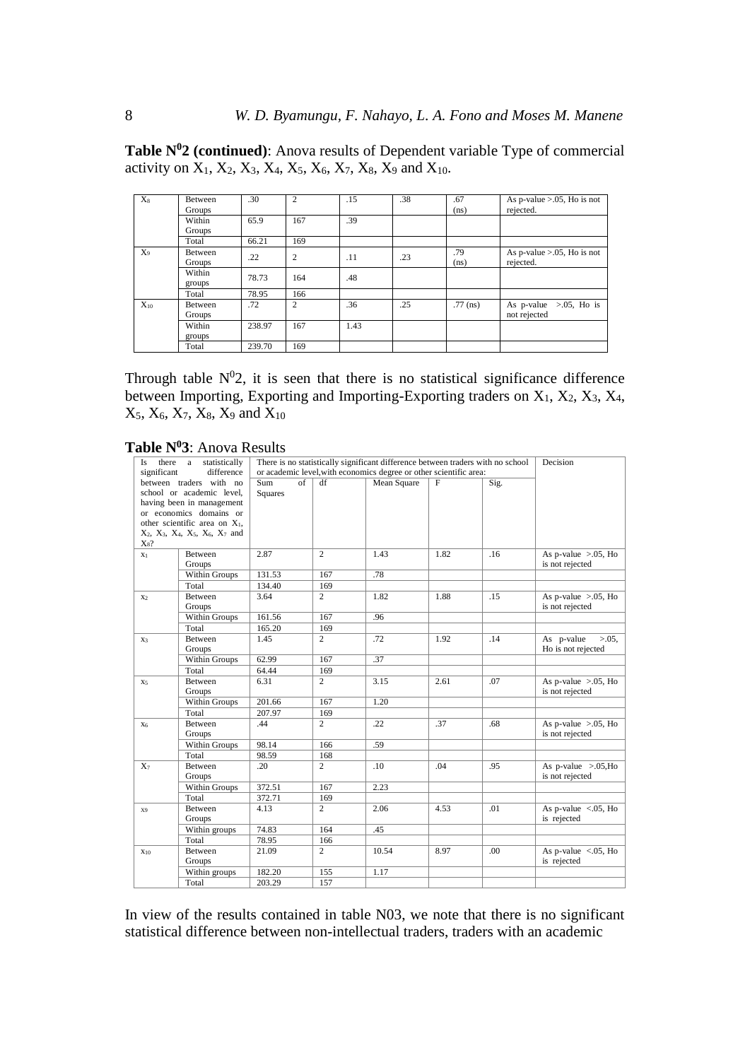**Table N$^0$2 (continued)**: Anova results of Dependent variable Type of commercial activity on $X_1$, $X_2$, $X_3$, $X_4$, $X_5$, $X_6$, $X_7$, $X_8$, $X_9$ and $X_{10}$.

| | | | | | | | |
|---|---|---|---|---|---|---|---|
| $X_8$ | Between Groups | .30 | 2 | .15 | .38 | .67 (ns) | As p-value >.05, Ho is not rejected. |
| | Within Groups | 65.9 | 167 | .39 | | | |
| | Total | 66.21 | 169 | | | | |
| $X_9$ | Between Groups | .22 | 2 | .11 | .23 | .79 (ns) | As p-value >.05, Ho is not rejected. |
| | Within groups | 78.73 | 164 | .48 | | | |
| | Total | 78.95 | 166 | | | | |
| $X_{10}$ | Between Groups | .72 | 2 | .36 | .25 | .77 (ns) | As p-value >.05, Ho is not rejected |
| | Within groups | 238.97 | 167 | 1.43 | | | |
| | Total | 239.70 | 169 | | | | |

Through table N$^0$2, it is seen that there is no statistical significance difference between Importing, Exporting and Importing-Exporting traders on $X_1$, $X_2$, $X_3$, $X_4$, $X_5$, $X_6$, $X_7$, $X_8$, $X_9$ and $X_{10}$

**Table N$^0$3**: Anova Results

| Is there a statistically significant difference between traders with no school or academic level, having been in management or economics domains or other scientific area on $X_1$, $X_2$, $X_3$, $X_4$, $X_5$, $X_6$, $X_7$ and $X_8$? | | There is no statistically significant difference between traders with no school or academic level, with economics degree or other scientific area: | | | | | Decision |
|---|---|---|---|---|---|---|---|
| | | Sum of Squares | df | Mean Square | F | Sig. | |
| $X_1$ | Between Groups | 2.87 | 2 | 1.43 | 1.82 | .16 | As p-value >.05, Ho is not rejected |
| | Within Groups | 131.53 | 167 | .78 | | | |
| | Total | 134.40 | 169 | | | | |
| $X_2$ | Between Groups | 3.64 | 2 | 1.82 | 1.88 | .15 | As p-value >.05, Ho is not rejected |
| | Within Groups | 161.56 | 167 | .96 | | | |
| | Total | 165.20 | 169 | | | | |
| $X_3$ | Between Groups | 1.45 | 2 | .72 | 1.92 | .14 | As p-value >.05, Ho is not rejected |
| | Within Groups | 62.99 | 167 | .37 | | | |
| | Total | 64.44 | 169 | | | | |
| $X_5$ | Between Groups | 6.31 | 2 | 3.15 | 2.61 | .07 | As p-value >.05, Ho is not rejected |
| | Within Groups | 201.66 | 167 | 1.20 | | | |
| | Total | 207.97 | 169 | | | | |
| $X_6$ | Between Groups | .44 | 2 | .22 | .37 | .68 | As p-value >.05, Ho is not rejected |
| | Within Groups | 98.14 | 166 | .59 | | | |
| | Total | 98.59 | 168 | | | | |
| $X_7$ | Between Groups | .20 | 2 | .10 | .04 | .95 | As p-value >.05,Ho is not rejected |
| | Within Groups | 372.51 | 167 | 2.23 | | | |
| | Total | 372.71 | 169 | | | | |
| $X_9$ | Between Groups | 4.13 | 2 | 2.06 | 4.53 | .01 | As p-value <.05, Ho is rejected |
| | Within groups | 74.83 | 164 | .45 | | | |
| | Total | 78.95 | 166 | | | | |
| $X_{10}$ | Between Groups | 21.09 | 2 | 10.54 | 8.97 | .00 | As p-value <.05, Ho is rejected |
| | Within groups | 182.20 | 155 | 1.17 | | | |
| | Total | 203.29 | 157 | | | | |

In view of the results contained in table N03, we note that there is no significant statistical difference between non-intellectual traders, traders with an academic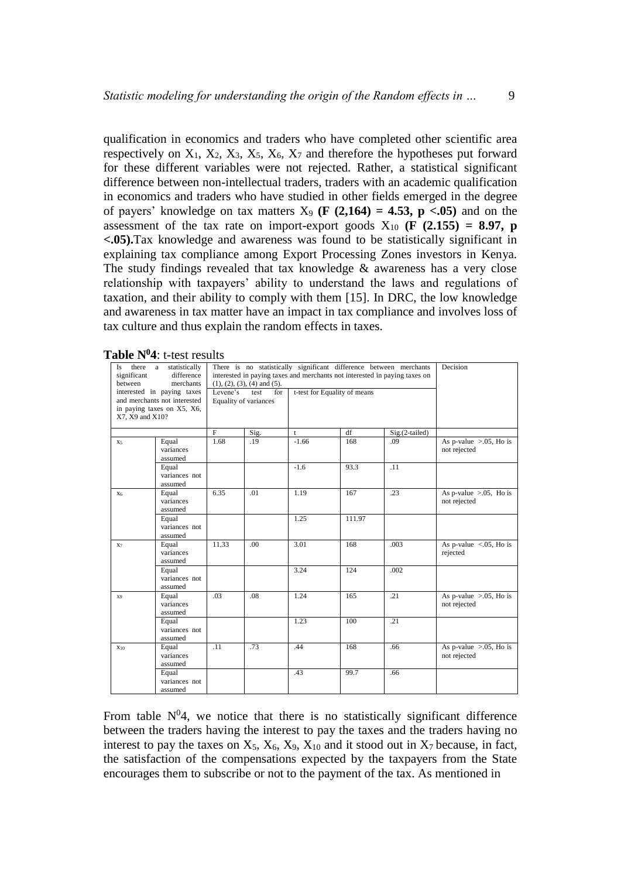qualification in economics and traders who have completed other scientific area respectively on $X_1$, $X_2$, $X_3$, $X_5$, $X_6$, $X_7$ and therefore the hypotheses put forward for these different variables were not rejected. Rather, a statistical significant difference between non-intellectual traders, traders with an academic qualification in economics and traders who have studied in other fields emerged in the degree of payers' knowledge on tax matters $X_9$ **($F(2,164) = 4.53$, $p < .05$)** and on the assessment of the tax rate on import-export goods $X_{10}$ **($F(2.155) = 8.97$, $p < .05$).** Tax knowledge and awareness was found to be statistically significant in explaining tax compliance among Export Processing Zones investors in Kenya. The study findings revealed that tax knowledge & awareness has a very close relationship with taxpayers' ability to understand the laws and regulations of taxation, and their ability to comply with them [15]. In DRC, the low knowledge and awareness in tax matter have an impact in tax compliance and involves loss of tax culture and thus explain the random effects in taxes.

**Table N$^0$4**: t-test results

| Is there a statistically significant difference between merchants interested in paying taxes and merchants not interested in paying taxes on X5, X6, X7, X9 and X10? | | There is no statistically significant difference between merchants interested in paying taxes and merchants not interested in paying taxes on (1), (2), (3), (4) and (5). | | | | | Decision |
|---|---|---|---|---|---|---|---|
| | | Levene's test for Equality of variances | | t-test for Equality of means | | | |
| | | F | Sig. | t | df | Sig.(2-tailed) | |
| $X_5$ | Equal variances assumed | 1.68 | .19 | -1.66 | 168 | .09 | As p-value >.05, Ho is not rejected |
| | Equal variances not assumed | | | -1.6 | 93.3 | .11 | |
| $X_6$ | Equal variances assumed | 6.35 | .01 | 1.19 | 167 | .23 | As p-value >.05, Ho is not rejected |
| | Equal variances not assumed | | | 1.25 | 111.97 | | |
| $X_7$ | Equal variances assumed | 11.33 | .00 | 3.01 | 168 | .003 | As p-value <.05, Ho is rejected |
| | Equal variances not assumed | | | 3.24 | 124 | .002 | |
| $X_9$ | Equal variances assumed | .03 | .08 | 1.24 | 165 | .21 | As p-value >.05, Ho is not rejected |
| | Equal variances not assumed | | | 1.23 | 100 | .21 | |
| $X_{10}$ | Equal variances assumed | .11 | .73 | .44 | 168 | .66 | As p-value >.05, Ho is not rejected |
| | Equal variances not assumed | | | .43 | 99.7 | .66 | |

From table N$^0$4, we notice that there is no statistically significant difference between the traders having the interest to pay the taxes and the traders having no interest to pay the taxes on $X_5$, $X_6$, $X_9$, $X_{10}$ and it stood out in $X_7$ because, in fact, the satisfaction of the compensations expected by the taxpayers from the State encourages them to subscribe or not to the payment of the tax. As mentioned in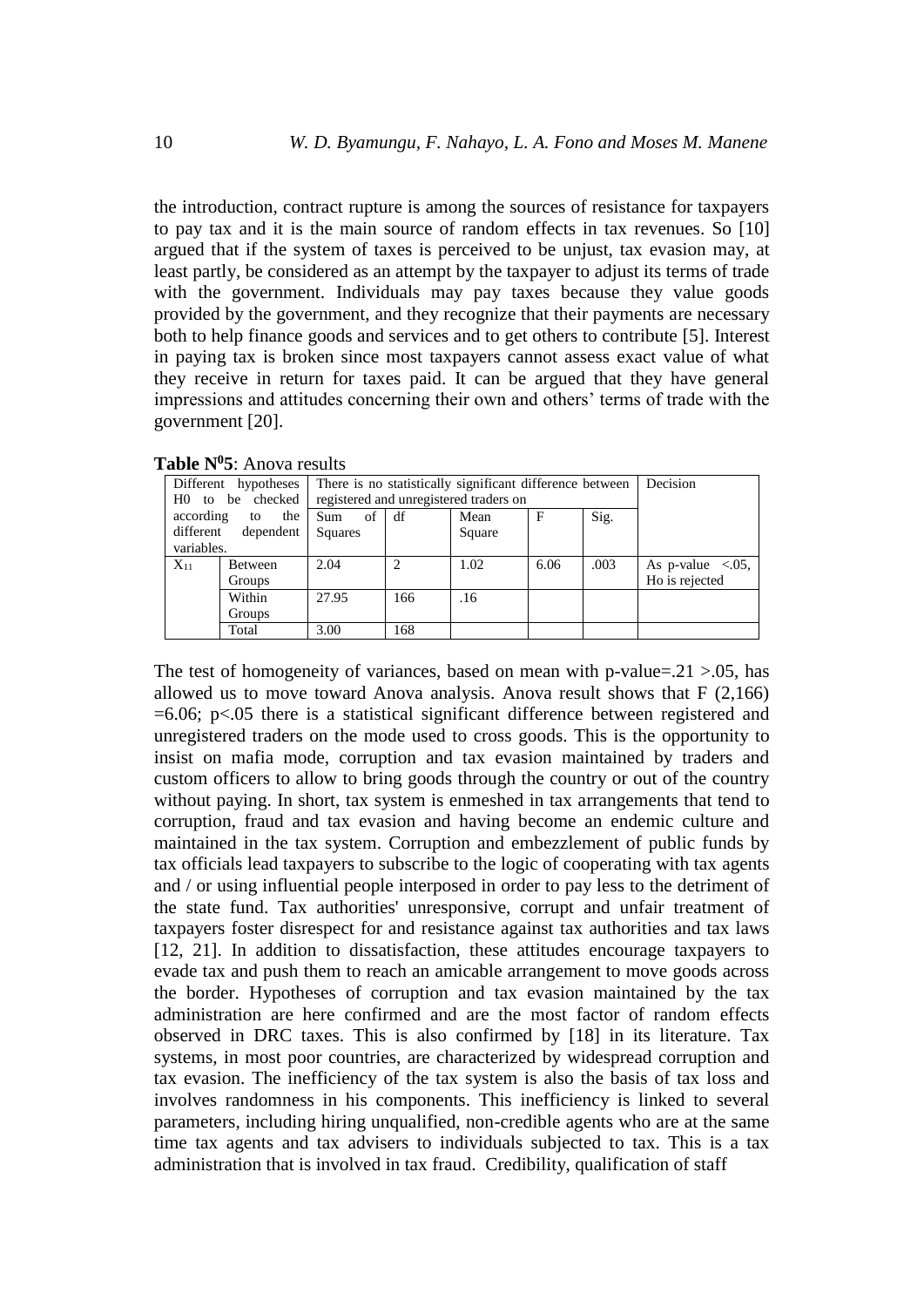the introduction, contract rupture is among the sources of resistance for taxpayers to pay tax and it is the main source of random effects in tax revenues. So [10] argued that if the system of taxes is perceived to be unjust, tax evasion may, at least partly, be considered as an attempt by the taxpayer to adjust its terms of trade with the government. Individuals may pay taxes because they value goods provided by the government, and they recognize that their payments are necessary both to help finance goods and services and to get others to contribute [5]. Interest in paying tax is broken since most taxpayers cannot assess exact value of what they receive in return for taxes paid. It can be argued that they have general impressions and attitudes concerning their own and others' terms of trade with the government [20].

**Table N$^0$5**: Anova results

| Different hypotheses H0 to be checked according to the different dependent variables. | | There is no statistically significant difference between registered and unregistered traders on | | | | | Decision |
|---|---|---|---|---|---|---|---|
| | | Sum of Squares | df | Mean Square | F | Sig. | |
| $X_{11}$ | Between Groups | 2.04 | 2 | 1.02 | 6.06 | .003 | As p-value <.05, Ho is rejected |
| | Within Groups | 27.95 | 166 | .16 | | | |
| | Total | 3.00 | 168 | | | | |

The test of homogeneity of variances, based on mean with p-value=.21 >.05, has allowed us to move toward Anova analysis. Anova result shows that $F(2,166) = 6.06$; $p<.05$ there is a statistical significant difference between registered and unregistered traders on the mode used to cross goods. This is the opportunity to insist on mafia mode, corruption and tax evasion maintained by traders and custom officers to allow to bring goods through the country or out of the country without paying. In short, tax system is enmeshed in tax arrangements that tend to corruption, fraud and tax evasion and having become an endemic culture and maintained in the tax system. Corruption and embezzlement of public funds by tax officials lead taxpayers to subscribe to the logic of cooperating with tax agents and / or using influential people interposed in order to pay less to the detriment of the state fund. Tax authorities' unresponsive, corrupt and unfair treatment of taxpayers foster disrespect for and resistance against tax authorities and tax laws [12, 21]. In addition to dissatisfaction, these attitudes encourage taxpayers to evade tax and push them to reach an amicable arrangement to move goods across the border. Hypotheses of corruption and tax evasion maintained by the tax administration are here confirmed and are the most factor of random effects observed in DRC taxes. This is also confirmed by [18] in its literature. Tax systems, in most poor countries, are characterized by widespread corruption and tax evasion. The inefficiency of the tax system is also the basis of tax loss and involves randomness in his components. This inefficiency is linked to several parameters, including hiring unqualified, non-credible agents who are at the same time tax agents and tax advisers to individuals subjected to tax. This is a tax administration that is involved in tax fraud. Credibility, qualification of staff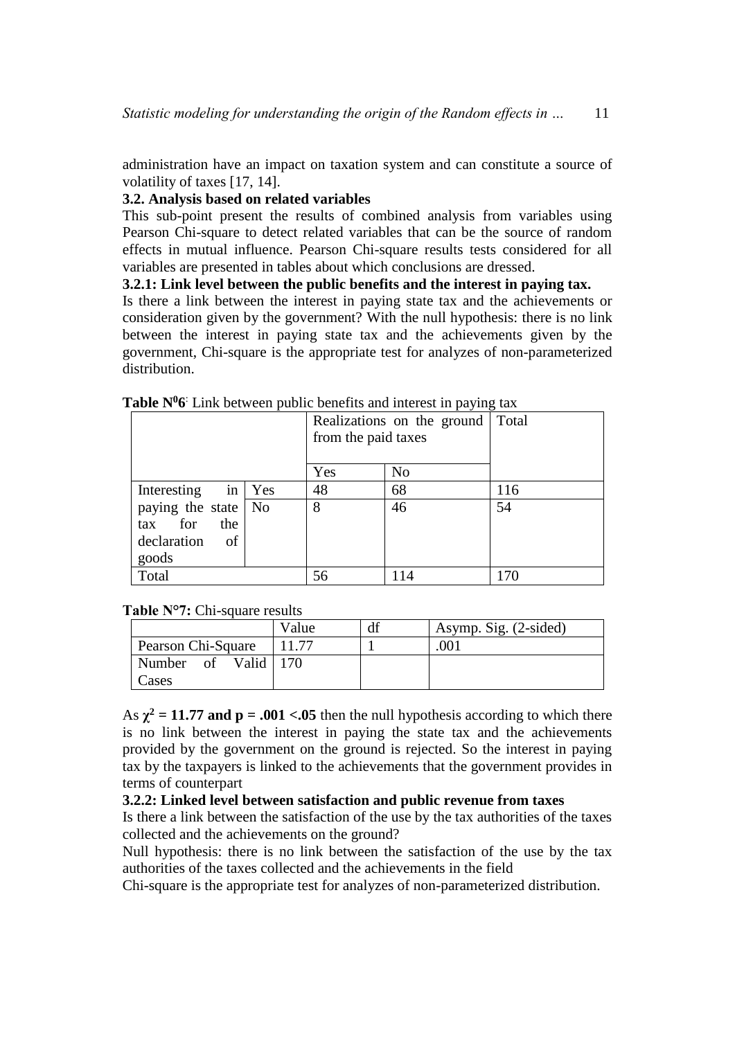administration have an impact on taxation system and can constitute a source of volatility of taxes [17, 14].

### 3.2. Analysis based on related variables

This sub-point present the results of combined analysis from variables using Pearson Chi-square to detect related variables that can be the source of random effects in mutual influence. Pearson Chi-square results tests considered for all variables are presented in tables about which conclusions are dressed.

#### 3.2.1: Link level between the public benefits and the interest in paying tax.

Is there a link between the interest in paying state tax and the achievements or consideration given by the government? With the null hypothesis: there is no link between the interest in paying state tax and the achievements given by the government, Chi-square is the appropriate test for analyzes of non-parameterized distribution.

**Table N$^0$6**: Link between public benefits and interest in paying tax

| | | Realizations on the ground from the paid taxes | | Total |
|---|---|---|---|---|
| | | Yes | No | |
| Interesting in paying the state tax for the declaration of goods | Yes | 48 | 68 | 116 |
| | No | 8 | 46 | 54 |
| Total | | 56 | 114 | 170 |

**Table N°7:** Chi-square results

| | Value | df | Asymp. Sig. (2-sided) |
|---|---|---|---|
| Pearson Chi-Square | 11.77 | 1 | .001 |
| Number of Valid Cases | 170 | | |

As $\chi^2$ **= 11.77 and p = .001 <.05** then the null hypothesis according to which there is no link between the interest in paying the state tax and the achievements provided by the government on the ground is rejected. So the interest in paying tax by the taxpayers is linked to the achievements that the government provides in terms of counterpart

#### 3.2.2: Linked level between satisfaction and public revenue from taxes

Is there a link between the satisfaction of the use by the tax authorities of the taxes collected and the achievements on the ground?

Null hypothesis: there is no link between the satisfaction of the use by the tax authorities of the taxes collected and the achievements in the field

Chi-square is the appropriate test for analyzes of non-parameterized distribution.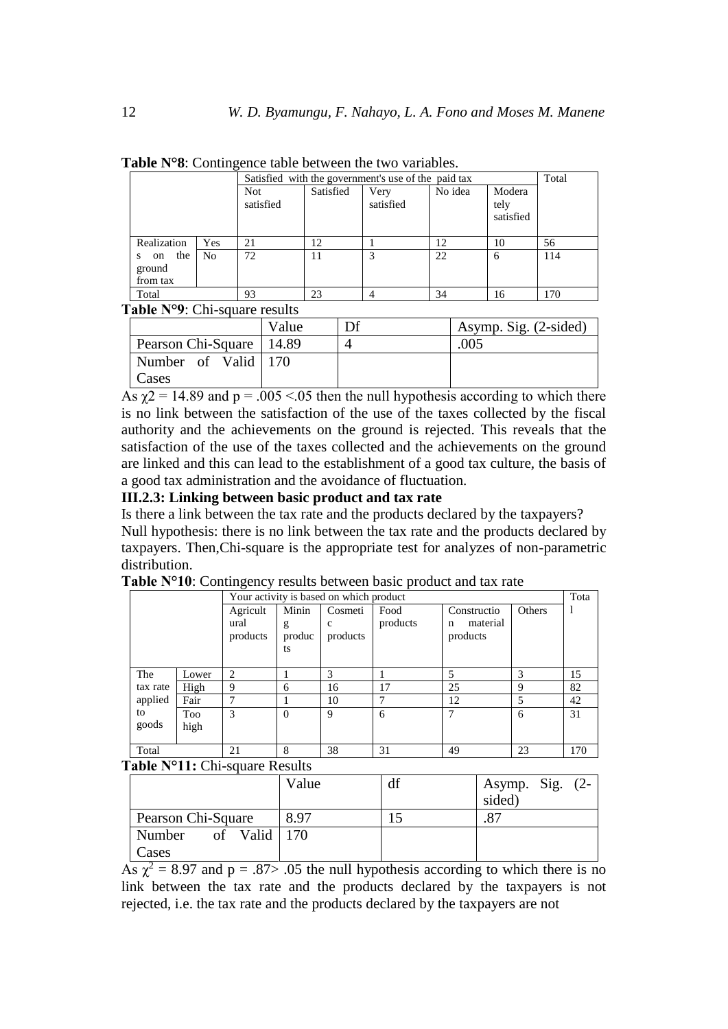**Table N°8**: Contingence table between the two variables.

| | | Satisfied with the government's use of the paid tax | | | | | Total |
|---|---|---|---|---|---|---|---|
| | | Not satisfied | Satisfied | Very satisfied | No idea | Moderately satisfied | |
| Realizations on the ground from tax | Yes | 21 | 12 | 1 | 12 | 10 | 56 |
| | No | 72 | 11 | 3 | 22 | 6 | 114 |
| Total | | 93 | 23 | 4 | 34 | 16 | 170 |

**Table N°9**: Chi-square results

| | Value | Df | Asymp. Sig. (2-sided) |
|---|---|---|---|
| Pearson Chi-Square | 14.89 | 4 | .005 |
| Number of Valid Cases | 170 | | |

As $\chi 2 = 14.89$ and $p = .005 < .05$ then the null hypothesis according to which there is no link between the satisfaction of the use of the taxes collected by the fiscal authority and the achievements on the ground is rejected. This reveals that the satisfaction of the use of the taxes collected and the achievements on the ground are linked and this can lead to the establishment of a good tax culture, the basis of a good tax administration and the avoidance of fluctuation.

**III.2.3: Linking between basic product and tax rate**

Is there a link between the tax rate and the products declared by the taxpayers?

Null hypothesis: there is no link between the tax rate and the products declared by taxpayers. Then,Chi-square is the appropriate test for analyzes of non-parametric distribution.

**Table N°10**: Contingency results between basic product and tax rate

| | | Your activity is based on which product | | | | | | Total |
|---|---|---|---|---|---|---|---|---|
| | | Agricultural products | Mining products | Cosmetic products | Food products | Construction material products | Others | |
| The tax rate applied to goods | Lower | 2 | 1 | 3 | 1 | 5 | 3 | 15 |
| | High | 9 | 6 | 16 | 17 | 25 | 9 | 82 |
| | Fair | 7 | 1 | 10 | 7 | 12 | 5 | 42 |
| | Too high | 3 | 0 | 9 | 6 | 7 | 6 | 31 |
| Total | | 21 | 8 | 38 | 31 | 49 | 23 | 170 |

**Table N°11:** Chi-square Results

| | Value | df | Asymp. Sig. (2-sided) |
|---|---|---|---|
| Pearson Chi-Square | 8.97 | 15 | .87 |
| Number of Valid Cases | 170 | | |

As $\chi^2 = 8.97$ and $p = .87 > .05$ the null hypothesis according to which there is no link between the tax rate and the products declared by the taxpayers is not rejected, i.e. the tax rate and the products declared by the taxpayers are not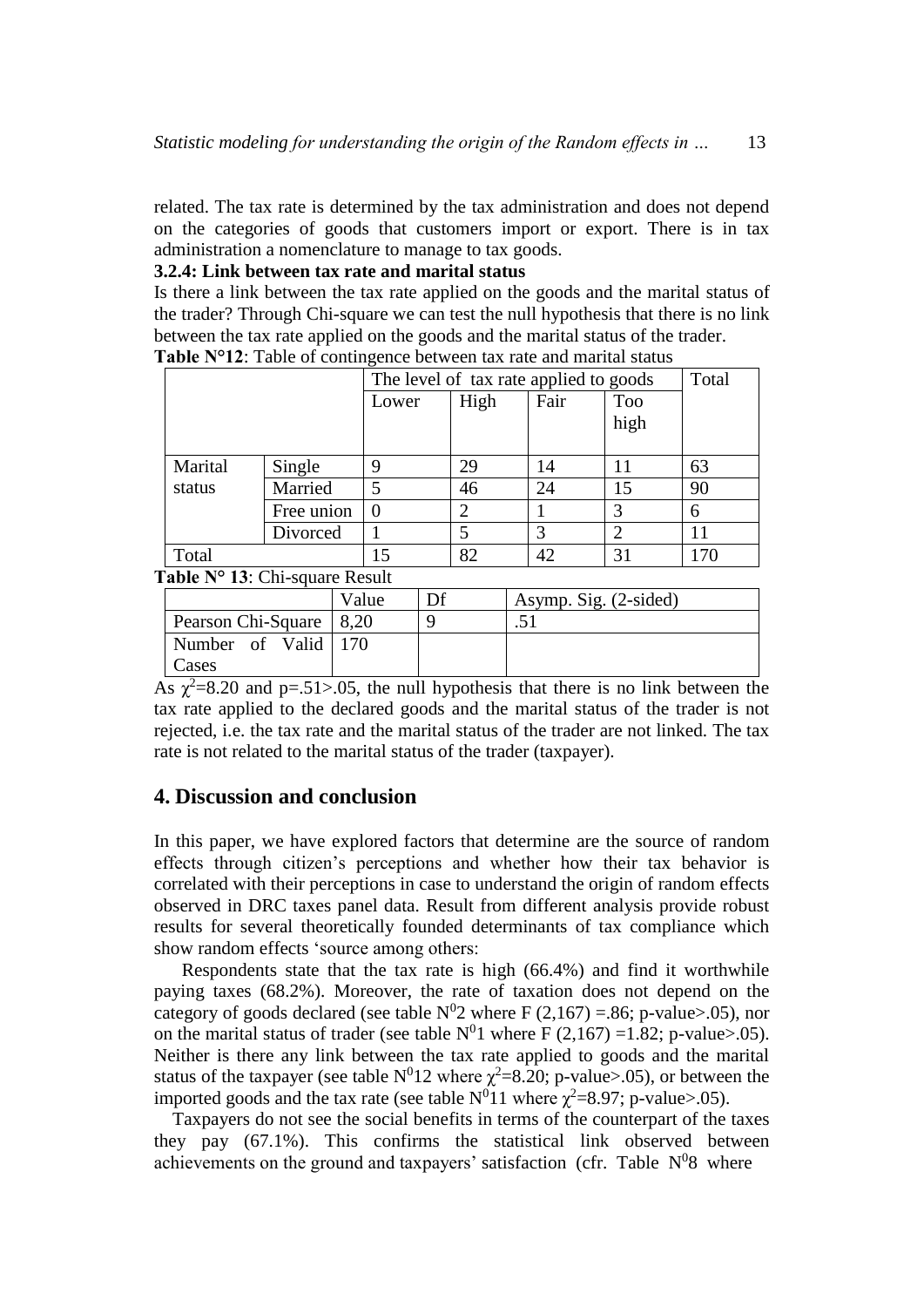related. The tax rate is determined by the tax administration and does not depend on the categories of goods that customers import or export. There is in tax administration a nomenclature to manage to tax goods.

**3.2.4: Link between tax rate and marital status**

Is there a link between the tax rate applied on the goods and the marital status of the trader? Through Chi-square we can test the null hypothesis that there is no link between the tax rate applied on the goods and the marital status of the trader.

**Table N°12**: Table of contingence between tax rate and marital status

| | | The level of tax rate applied to goods | | | | Total |
|---|---|---|---|---|---|---|
| | | Lower | High | Fair | Too high | |
| Marital status | Single | 9 | 29 | 14 | 11 | 63 |
| | Married | 5 | 46 | 24 | 15 | 90 |
| | Free union | 0 | 2 | 1 | 3 | 6 |
| | Divorced | 1 | 5 | 3 | 2 | 11 |
| Total | | 15 | 82 | 42 | 31 | 170 |

**Table N° 13**: Chi-square Result

| | Value | Df | Asymp. Sig. (2-sided) |
|---|---|---|---|
| Pearson Chi-Square | 8,20 | 9 | .51 |
| Number of Valid Cases | 170 | | |

As $\chi^2$=8.20 and p=.51>.05, the null hypothesis that there is no link between the tax rate applied to the declared goods and the marital status of the trader is not rejected, i.e. the tax rate and the marital status of the trader are not linked. The tax rate is not related to the marital status of the trader (taxpayer).

## 4. Discussion and conclusion

In this paper, we have explored factors that determine are the source of random effects through citizen's perceptions and whether how their tax behavior is correlated with their perceptions in case to understand the origin of random effects observed in DRC taxes panel data. Result from different analysis provide robust results for several theoretically founded determinants of tax compliance which show random effects 'source among others:

Respondents state that the tax rate is high (66.4%) and find it worthwhile paying taxes (68.2%). Moreover, the rate of taxation does not depend on the category of goods declared (see table N$^0$2 where F (2,167) =.86; p-value>.05), nor on the marital status of trader (see table N$^0$1 where F (2,167) =1.82; p-value>.05). Neither is there any link between the tax rate applied to goods and the marital status of the taxpayer (see table N$^0$12 where $\chi^2$=8.20; p-value>.05), or between the imported goods and the tax rate (see table N$^0$11 where $\chi^2$=8.97; p-value>.05).

Taxpayers do not see the social benefits in terms of the counterpart of the taxes they pay (67.1%). This confirms the statistical link observed between achievements on the ground and taxpayers' satisfaction (cfr. Table N$^0$8 where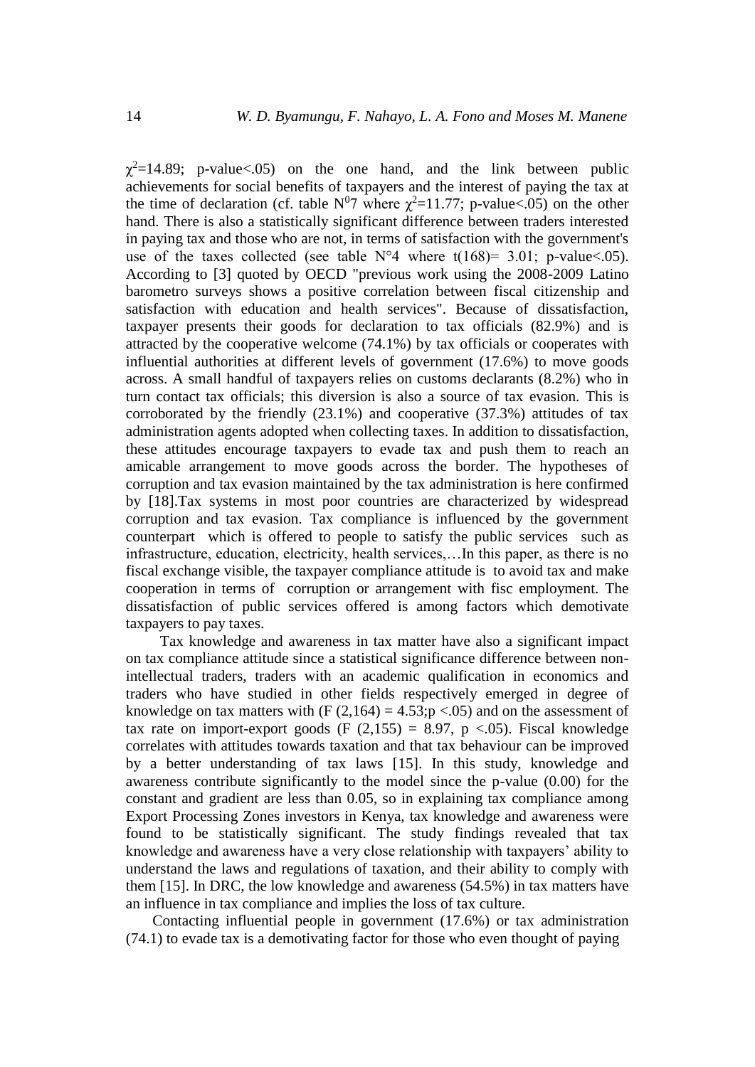$\chi^2$=14.89; p-value<.05) on the one hand, and the link between public achievements for social benefits of taxpayers and the interest of paying the tax at the time of declaration (cf. table N$^0$7 where $\chi^2$=11.77; p-value<.05) on the other hand. There is also a statistically significant difference between traders interested in paying tax and those who are not, in terms of satisfaction with the government's use of the taxes collected (see table N°4 where t(168)= 3.01; p-value<.05). According to [3] quoted by OECD "previous work using the 2008-2009 Latino barometro surveys shows a positive correlation between fiscal citizenship and satisfaction with education and health services". Because of dissatisfaction, taxpayer presents their goods for declaration to tax officials (82.9%) and is attracted by the cooperative welcome (74.1%) by tax officials or cooperates with influential authorities at different levels of government (17.6%) to move goods across. A small handful of taxpayers relies on customs declarants (8.2%) who in turn contact tax officials; this diversion is also a source of tax evasion. This is corroborated by the friendly (23.1%) and cooperative (37.3%) attitudes of tax administration agents adopted when collecting taxes. In addition to dissatisfaction, these attitudes encourage taxpayers to evade tax and push them to reach an amicable arrangement to move goods across the border. The hypotheses of corruption and tax evasion maintained by the tax administration is here confirmed by [18].Tax systems in most poor countries are characterized by widespread corruption and tax evasion. Tax compliance is influenced by the government counterpart which is offered to people to satisfy the public services such as infrastructure, education, electricity, health services,…In this paper, as there is no fiscal exchange visible, the taxpayer compliance attitude is to avoid tax and make cooperation in terms of corruption or arrangement with fisc employment. The dissatisfaction of public services offered is among factors which demotivate taxpayers to pay taxes.

Tax knowledge and awareness in tax matter have also a significant impact on tax compliance attitude since a statistical significance difference between non-intellectual traders, traders with an academic qualification in economics and traders who have studied in other fields respectively emerged in degree of knowledge on tax matters with ($F(2,164) = 4.53; p < .05$) and on the assessment of tax rate on import-export goods ($F(2,155) = 8.97$, $p < .05$). Fiscal knowledge correlates with attitudes towards taxation and that tax behaviour can be improved by a better understanding of tax laws [15]. In this study, knowledge and awareness contribute significantly to the model since the p-value (0.00) for the constant and gradient are less than 0.05, so in explaining tax compliance among Export Processing Zones investors in Kenya, tax knowledge and awareness were found to be statistically significant. The study findings revealed that tax knowledge and awareness have a very close relationship with taxpayers' ability to understand the laws and regulations of taxation, and their ability to comply with them [15]. In DRC, the low knowledge and awareness (54.5%) in tax matters have an influence in tax compliance and implies the loss of tax culture.

Contacting influential people in government (17.6%) or tax administration (74.1) to evade tax is a demotivating factor for those who even thought of paying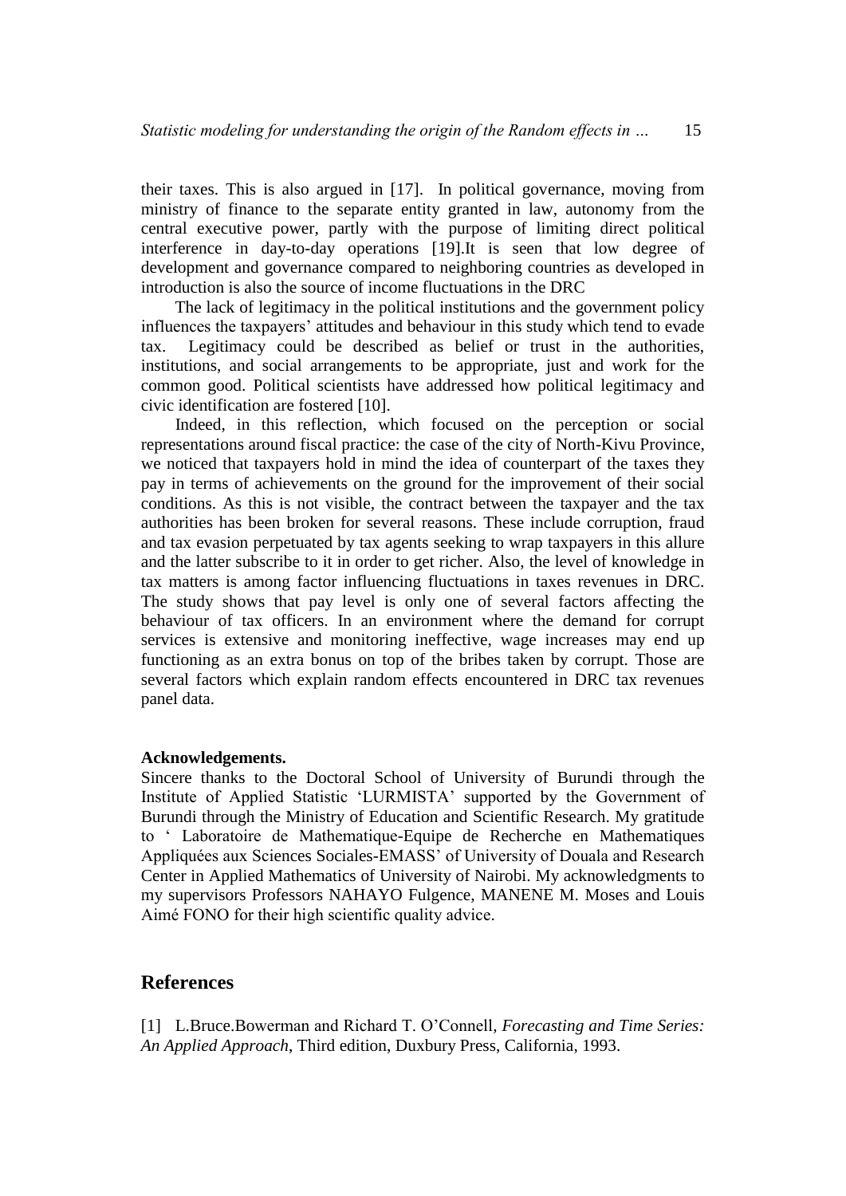their taxes. This is also argued in [17]. In political governance, moving from ministry of finance to the separate entity granted in law, autonomy from the central executive power, partly with the purpose of limiting direct political interference in day-to-day operations [19].It is seen that low degree of development and governance compared to neighboring countries as developed in introduction is also the source of income fluctuations in the DRC

The lack of legitimacy in the political institutions and the government policy influences the taxpayers' attitudes and behaviour in this study which tend to evade tax. Legitimacy could be described as belief or trust in the authorities, institutions, and social arrangements to be appropriate, just and work for the common good. Political scientists have addressed how political legitimacy and civic identification are fostered [10].

Indeed, in this reflection, which focused on the perception or social representations around fiscal practice: the case of the city of North-Kivu Province, we noticed that taxpayers hold in mind the idea of counterpart of the taxes they pay in terms of achievements on the ground for the improvement of their social conditions. As this is not visible, the contract between the taxpayer and the tax authorities has been broken for several reasons. These include corruption, fraud and tax evasion perpetuated by tax agents seeking to wrap taxpayers in this allure and the latter subscribe to it in order to get richer. Also, the level of knowledge in tax matters is among factor influencing fluctuations in taxes revenues in DRC. The study shows that pay level is only one of several factors affecting the behaviour of tax officers. In an environment where the demand for corrupt services is extensive and monitoring ineffective, wage increases may end up functioning as an extra bonus on top of the bribes taken by corrupt. Those are several factors which explain random effects encountered in DRC tax revenues panel data.

**Acknowledgements.**

Sincere thanks to the Doctoral School of University of Burundi through the Institute of Applied Statistic 'LURMISTA' supported by the Government of Burundi through the Ministry of Education and Scientific Research. My gratitude to ' Laboratoire de Mathematique-Equipe de Recherche en Mathematiques Appliquées aux Sciences Sociales-EMASS' of University of Douala and Research Center in Applied Mathematics of University of Nairobi. My acknowledgments to my supervisors Professors NAHAYO Fulgence, MANENE M. Moses and Louis Aimé FONO for their high scientific quality advice.

## References

[1] L.Bruce.Bowerman and Richard T. O'Connell, *Forecasting and Time Series: An Applied Approach*, Third edition, Duxbury Press, California, 1993.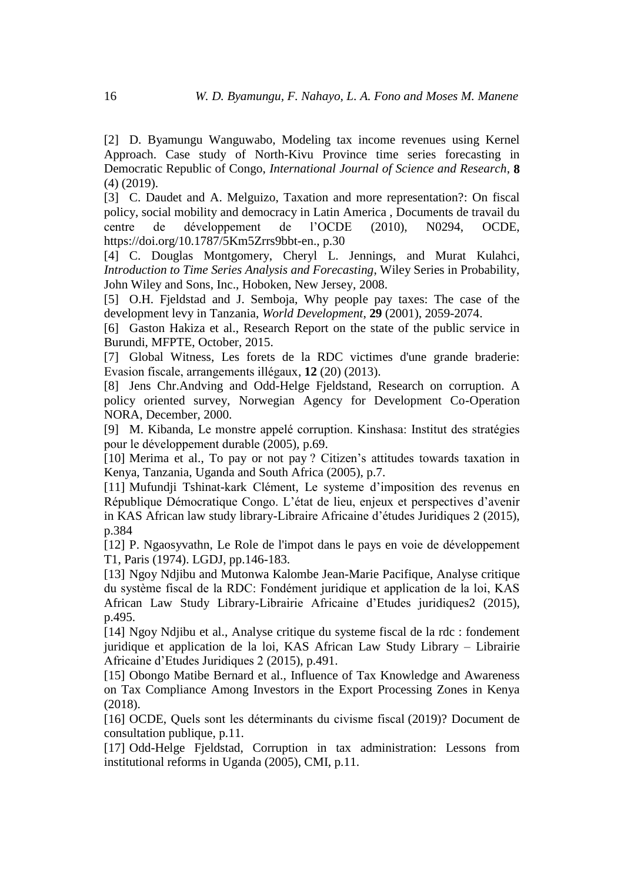[2] D. Byamungu Wanguwabo, Modeling tax income revenues using Kernel Approach. Case study of North-Kivu Province time series forecasting in Democratic Republic of Congo, *International Journal of Science and Research*, **8** (4) (2019).

[3] C. Daudet and A. Melguizo, Taxation and more representation?: On fiscal policy, social mobility and democracy in Latin America , Documents de travail du centre de développement de l'OCDE (2010), N0294, OCDE, https://doi.org/10.1787/5Km5Zrrs9bbt-en., p.30

[4] C. Douglas Montgomery, Cheryl L. Jennings, and Murat Kulahci, *Introduction to Time Series Analysis and Forecasting*, Wiley Series in Probability, John Wiley and Sons, Inc., Hoboken, New Jersey, 2008.

[5] O.H. Fjeldstad and J. Semboja, Why people pay taxes: The case of the development levy in Tanzania, *World Development*, **29** (2001), 2059-2074.

[6] Gaston Hakiza et al., Research Report on the state of the public service in Burundi, MFPTE, October, 2015.

[7] Global Witness, Les forets de la RDC victimes d'une grande braderie: Evasion fiscale, arrangements illégaux, **12** (20) (2013).

[8] Jens Chr.Andving and Odd-Helge Fjeldstand, Research on corruption. A policy oriented survey, Norwegian Agency for Development Co-Operation NORA, December, 2000.

[9] M. Kibanda, Le monstre appelé corruption. Kinshasa: Institut des stratégies pour le développement durable (2005), p.69.

[10] Merima et al., To pay or not pay ? Citizen's attitudes towards taxation in Kenya, Tanzania, Uganda and South Africa (2005), p.7.

[11] Mufundji Tshinat-kark Clément, Le systeme d'imposition des revenus en République Démocratique Congo. L'état de lieu, enjeux et perspectives d'avenir in KAS African law study library-Libraire Africaine d'études Juridiques 2 (2015), p.384

[12] P. Ngaosyvathn, Le Role de l'impot dans le pays en voie de développement T1, Paris (1974). LGDJ, pp.146-183.

[13] Ngoy Ndjibu and Mutonwa Kalombe Jean-Marie Pacifique, Analyse critique du système fiscal de la RDC: Fondément juridique et application de la loi, KAS African Law Study Library-Librairie Africaine d'Etudes juridiques2 (2015), p.495.

[14] Ngoy Ndjibu et al., Analyse critique du systeme fiscal de la rdc : fondement juridique et application de la loi, KAS African Law Study Library – Librairie Africaine d'Etudes Juridiques 2 (2015), p.491.

[15] Obongo Matibe Bernard et al., Influence of Tax Knowledge and Awareness on Tax Compliance Among Investors in the Export Processing Zones in Kenya (2018).

[16] OCDE, Quels sont les déterminants du civisme fiscal (2019)? Document de consultation publique, p.11.

[17] Odd-Helge Fjeldstad, Corruption in tax administration: Lessons from institutional reforms in Uganda (2005), CMI, p.11.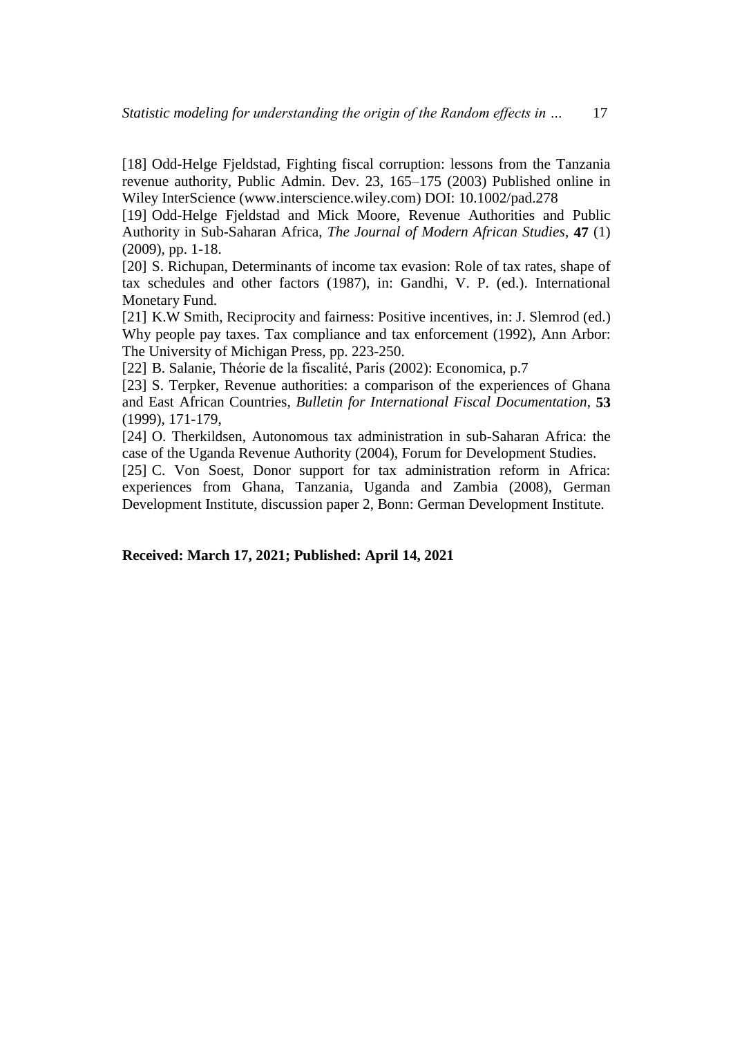[18] Odd-Helge Fjeldstad, Fighting fiscal corruption: lessons from the Tanzania revenue authority, Public Admin. Dev. 23, 165–175 (2003) Published online in Wiley InterScience (www.interscience.wiley.com) DOI: 10.1002/pad.278

[19] Odd-Helge Fjeldstad and Mick Moore, Revenue Authorities and Public Authority in Sub-Saharan Africa, *The Journal of Modern African Studies*, **47** (1) (2009), pp. 1-18.

[20] S. Richupan, Determinants of income tax evasion: Role of tax rates, shape of tax schedules and other factors (1987), in: Gandhi, V. P. (ed.). International Monetary Fund.

[21] K.W Smith, Reciprocity and fairness: Positive incentives, in: J. Slemrod (ed.) Why people pay taxes. Tax compliance and tax enforcement (1992), Ann Arbor: The University of Michigan Press, pp. 223-250.

[22] B. Salanie, Théorie de la fiscalité, Paris (2002): Economica, p.7

[23] S. Terpker, Revenue authorities: a comparison of the experiences of Ghana and East African Countries, *Bulletin for International Fiscal Documentation*, **53** (1999), 171-179,

[24] O. Therkildsen, Autonomous tax administration in sub-Saharan Africa: the case of the Uganda Revenue Authority (2004), Forum for Development Studies.

[25] C. Von Soest, Donor support for tax administration reform in Africa: experiences from Ghana, Tanzania, Uganda and Zambia (2008), German Development Institute, discussion paper 2, Bonn: German Development Institute.

**Received: March 17, 2021; Published: April 14, 2021**